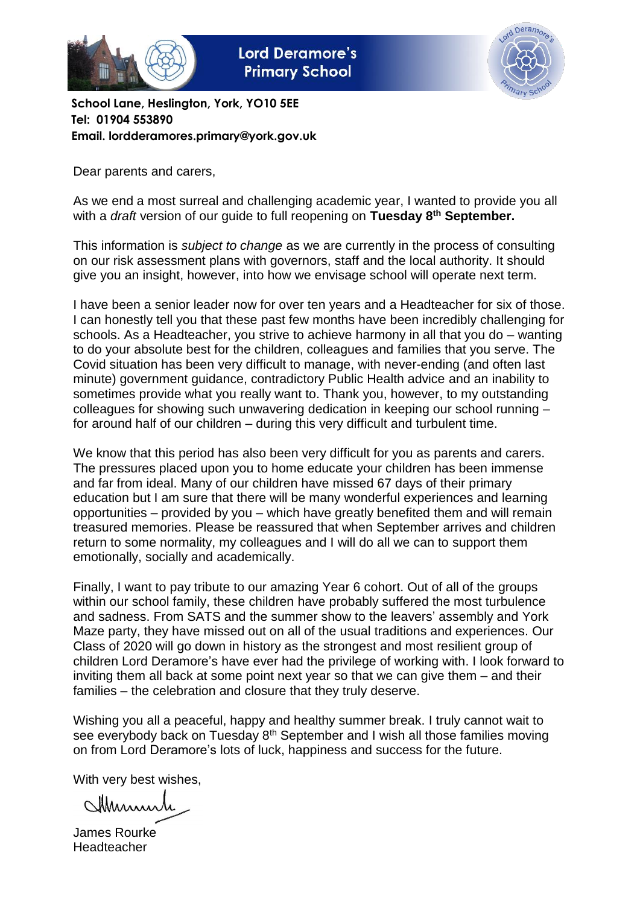# Lord Deramore's Primary School

**School Lane, Heslington, York, YO10 5EE**
**Tel: 01904 553890**
**Email. lordderamores.primary@york.gov.uk**

Dear parents and carers,

As we end a most surreal and challenging academic year, I wanted to provide you all with a *draft* version of our guide to full reopening on **Tuesday 8th September.**

This information is *subject to change* as we are currently in the process of consulting on our risk assessment plans with governors, staff and the local authority. It should give you an insight, however, into how we envisage school will operate next term.

I have been a senior leader now for over ten years and a Headteacher for six of those. I can honestly tell you that these past few months have been incredibly challenging for schools. As a Headteacher, you strive to achieve harmony in all that you do – wanting to do your absolute best for the children, colleagues and families that you serve. The Covid situation has been very difficult to manage, with never-ending (and often last minute) government guidance, contradictory Public Health advice and an inability to sometimes provide what you really want to. Thank you, however, to my outstanding colleagues for showing such unwavering dedication in keeping our school running – for around half of our children – during this very difficult and turbulent time.

We know that this period has also been very difficult for you as parents and carers. The pressures placed upon you to home educate your children has been immense and far from ideal. Many of our children have missed 67 days of their primary education but I am sure that there will be many wonderful experiences and learning opportunities – provided by you – which have greatly benefited them and will remain treasured memories. Please be reassured that when September arrives and children return to some normality, my colleagues and I will do all we can to support them emotionally, socially and academically.

Finally, I want to pay tribute to our amazing Year 6 cohort. Out of all of the groups within our school family, these children have probably suffered the most turbulence and sadness. From SATS and the summer show to the leavers' assembly and York Maze party, they have missed out on all of the usual traditions and experiences. Our Class of 2020 will go down in history as the strongest and most resilient group of children Lord Deramore's have ever had the privilege of working with. I look forward to inviting them all back at some point next year so that we can give them – and their families – the celebration and closure that they truly deserve.

Wishing you all a peaceful, happy and healthy summer break. I truly cannot wait to see everybody back on Tuesday 8th September and I wish all those families moving on from Lord Deramore's lots of luck, happiness and success for the future.

With very best wishes,

James Rourke
Headteacher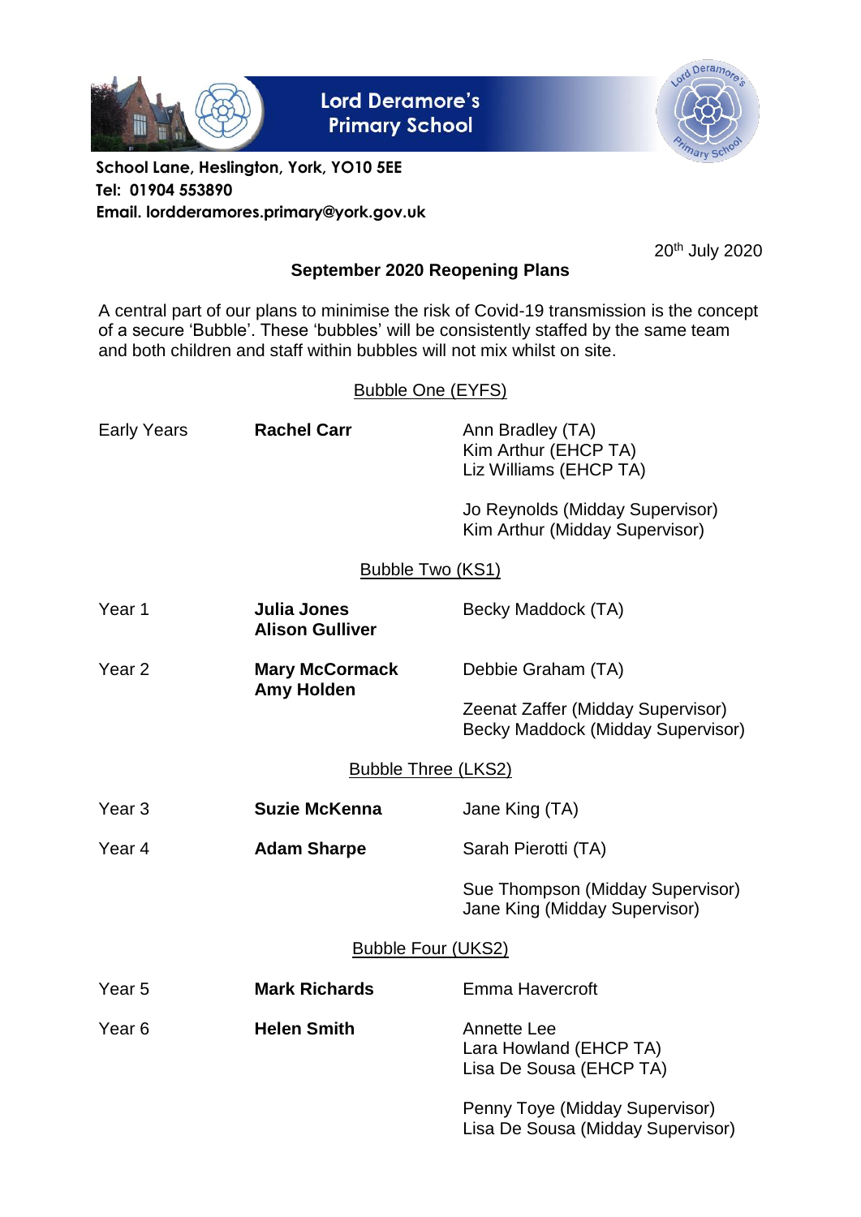# Lord Deramore's Primary School

**School Lane, Heslington, York, YO10 5EE**
**Tel: 01904 553890**
**Email. lordderamores.primary@york.gov.uk**

20th July 2020

## September 2020 Reopening Plans

A central part of our plans to minimise the risk of Covid-19 transmission is the concept of a secure 'Bubble'. These 'bubbles' will be consistently staffed by the same team and both children and staff within bubbles will not mix whilst on site.

### Bubble One (EYFS)

| | | |
|---|---|---|
| Early Years | **Rachel Carr** | Ann Bradley (TA)<br>Kim Arthur (EHCP TA)<br>Liz Williams (EHCP TA) |
| | | Jo Reynolds (Midday Supervisor)<br>Kim Arthur (Midday Supervisor) |

### Bubble Two (KS1)

| | | |
|---|---|---|
| Year 1 | **Julia Jones**<br>**Alison Gulliver** | Becky Maddock (TA) |
| Year 2 | **Mary McCormack**<br>**Amy Holden** | Debbie Graham (TA) |
| | | Zeenat Zaffer (Midday Supervisor)<br>Becky Maddock (Midday Supervisor) |

### Bubble Three (LKS2)

| | | |
|---|---|---|
| Year 3 | **Suzie McKenna** | Jane King (TA) |
| Year 4 | **Adam Sharpe** | Sarah Pierotti (TA) |
| | | Sue Thompson (Midday Supervisor)<br>Jane King (Midday Supervisor) |

### Bubble Four (UKS2)

| | | |
|---|---|---|
| Year 5 | **Mark Richards** | Emma Havercroft |
| Year 6 | **Helen Smith** | Annette Lee<br>Lara Howland (EHCP TA)<br>Lisa De Sousa (EHCP TA) |
| | | Penny Toye (Midday Supervisor)<br>Lisa De Sousa (Midday Supervisor) |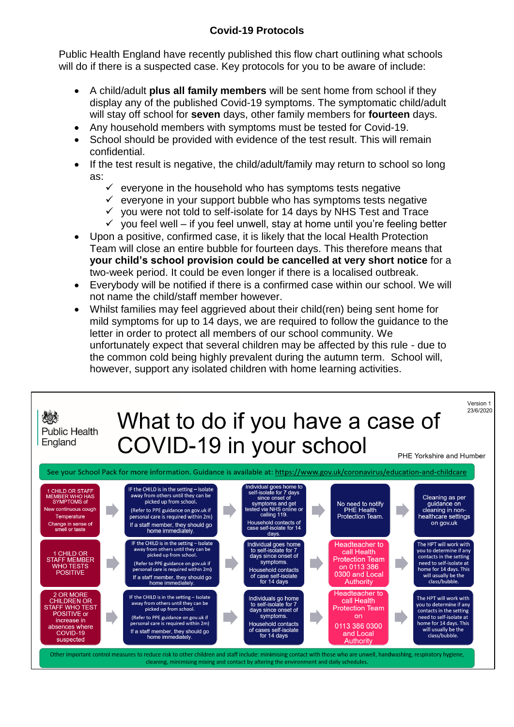## Covid-19 Protocols

Public Health England have recently published this flow chart outlining what schools will do if there is a suspected case. Key protocols for you to be aware of include:

- A child/adult **plus all family members** will be sent home from school if they display any of the published Covid-19 symptoms. The symptomatic child/adult will stay off school for **seven** days, other family members for **fourteen** days.
- Any household members with symptoms must be tested for Covid-19.
- School should be provided with evidence of the test result. This will remain confidential.
- If the test result is negative, the child/adult/family may return to school so long as:
  - ✓ everyone in the household who has symptoms tests negative
  - ✓ everyone in your support bubble who has symptoms tests negative
  - ✓ you were not told to self-isolate for 14 days by NHS Test and Trace
  - ✓ you feel well – if you feel unwell, stay at home until you're feeling better
- Upon a positive, confirmed case, it is likely that the local Health Protection Team will close an entire bubble for fourteen days. This therefore means that **your child's school provision could be cancelled at very short notice** for a two-week period. It could be even longer if there is a localised outbreak.
- Everybody will be notified if there is a confirmed case within our school. We will not name the child/staff member however.
- Whilst families may feel aggrieved about their child(ren) being sent home for mild symptoms for up to 14 days, we are required to follow the guidance to the letter in order to protect all members of our school community. We unfortunately expect that several children may be affected by this rule - due to the common cold being highly prevalent during the autumn term. School will, however, support any isolated children with home learning activities.

---

Public Health England

# What to do if you have a case of COVID-19 in your school

Version 1 23/6/2020

PHE Yorkshire and Humber

See your School Pack for more information. Guidance is available at: https://www.gov.uk/coronavirus/education-and-childcare

| Situation | Step 1 | Step 2 | Step 3 | Step 4 |
|---|---|---|---|---|
| 1 CHILD OR STAFF MEMBER WHO HAS SYMPTOMS of New continuous cough, Temperature, Change in sense of smell or taste | IF the CHILD is in the setting – Isolate away from others until they can be picked up from school. (Refer to PPE guidance on gov.uk if personal care is required within 2m) If a staff member, they should go home immediately. | Individual goes home to self-isolate for 7 days since onset of symptoms and get tested via NHS online or calling 119. Household contacts of case self-isolate for 14 days. | No need to notify PHE Health Protection Team. | Cleaning as per guidance on cleaning in non-healthcare settings on gov.uk |
| 1 CHILD OR STAFF MEMBER WHO TESTS POSITIVE | IF the CHILD is in the setting – Isolate away from others until they can be picked up from school. (Refer to PPE guidance on gov.uk if personal care is required within 2m) If a staff member, they should go home immediately. | Individual goes home to self-isolate for 7 days since onset of symptoms. Household contacts of case self-isolate for 14 days | Headteacher to call Health Protection Team on 0113 386 0300 and Local Authority | The HPT will work with you to determine if any contacts in the setting need to self-isolate at home for 14 days. This will usually be the class/bubble. |
| 2 OR MORE CHILDREN OR STAFF WHO TEST POSITIVE or increase in absences where COVID-19 suspected | IF the CHILD is in the setting – Isolate away from others until they can be picked up from school. (Refer to PPE guidance on gov.uk if personal care is required within 2m) If a staff member, they should go home immediately. | Individuals go home to self-isolate for 7 days since onset of symptoms. Household contacts of cases self-isolate for 14 days | Headteacher to call Health Protection Team on 0113 386 0300 and Local Authority | The HPT will work with you to determine if any contacts in the setting need to self-isolate at home for 14 days. This will usually be the class/bubble. |

Other important control measures to reduce risk to other children and staff include: minimising contact with those who are unwell, handwashing, respiratory hygiene, cleaning, minimising mixing and contact by altering the environment and daily schedules.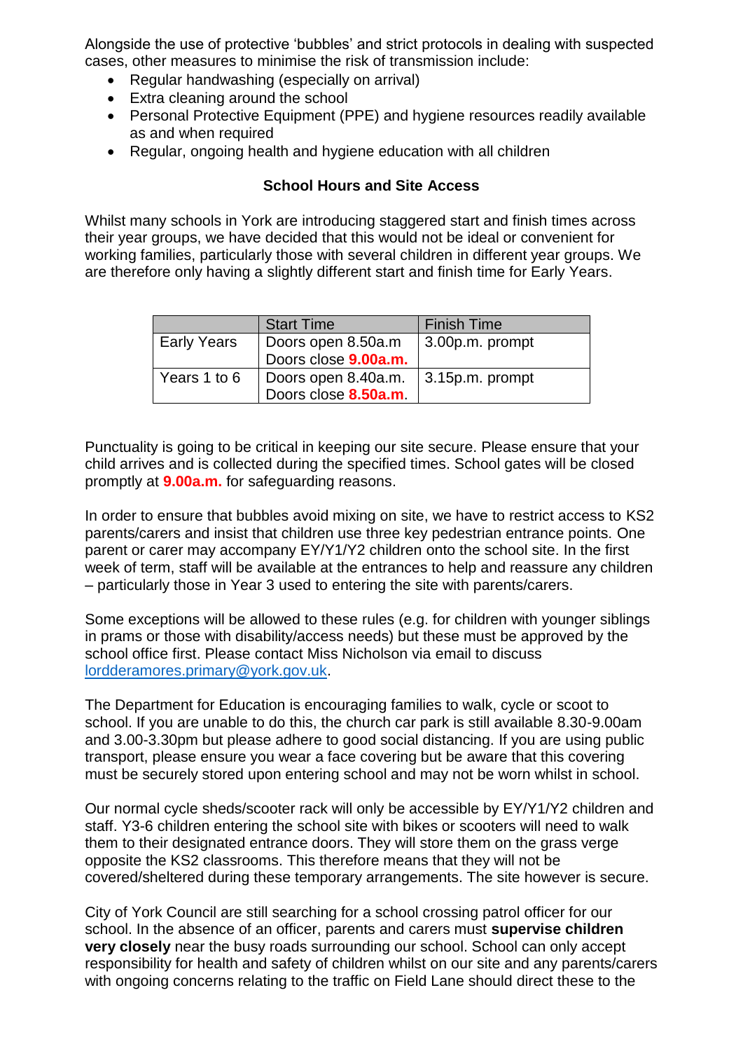Alongside the use of protective 'bubbles' and strict protocols in dealing with suspected cases, other measures to minimise the risk of transmission include:

- Regular handwashing (especially on arrival)
- Extra cleaning around the school
- Personal Protective Equipment (PPE) and hygiene resources readily available as and when required
- Regular, ongoing health and hygiene education with all children

### School Hours and Site Access

Whilst many schools in York are introducing staggered start and finish times across their year groups, we have decided that this would not be ideal or convenient for working families, particularly those with several children in different year groups. We are therefore only having a slightly different start and finish time for Early Years.

| | Start Time | Finish Time |
|---|---|---|
| Early Years | Doors open 8.50a.m<br>Doors close **9.00a.m.** | 3.00p.m. prompt |
| Years 1 to 6 | Doors open 8.40a.m.<br>Doors close **8.50a.m**. | 3.15p.m. prompt |

Punctuality is going to be critical in keeping our site secure. Please ensure that your child arrives and is collected during the specified times. School gates will be closed promptly at **9.00a.m.** for safeguarding reasons.

In order to ensure that bubbles avoid mixing on site, we have to restrict access to KS2 parents/carers and insist that children use three key pedestrian entrance points. One parent or carer may accompany EY/Y1/Y2 children onto the school site. In the first week of term, staff will be available at the entrances to help and reassure any children – particularly those in Year 3 used to entering the site with parents/carers.

Some exceptions will be allowed to these rules (e.g. for children with younger siblings in prams or those with disability/access needs) but these must be approved by the school office first. Please contact Miss Nicholson via email to discuss lordderamores.primary@york.gov.uk.

The Department for Education is encouraging families to walk, cycle or scoot to school. If you are unable to do this, the church car park is still available 8.30-9.00am and 3.00-3.30pm but please adhere to good social distancing. If you are using public transport, please ensure you wear a face covering but be aware that this covering must be securely stored upon entering school and may not be worn whilst in school.

Our normal cycle sheds/scooter rack will only be accessible by EY/Y1/Y2 children and staff. Y3-6 children entering the school site with bikes or scooters will need to walk them to their designated entrance doors. They will store them on the grass verge opposite the KS2 classrooms. This therefore means that they will not be covered/sheltered during these temporary arrangements. The site however is secure.

City of York Council are still searching for a school crossing patrol officer for our school. In the absence of an officer, parents and carers must **supervise children very closely** near the busy roads surrounding our school. School can only accept responsibility for health and safety of children whilst on our site and any parents/carers with ongoing concerns relating to the traffic on Field Lane should direct these to the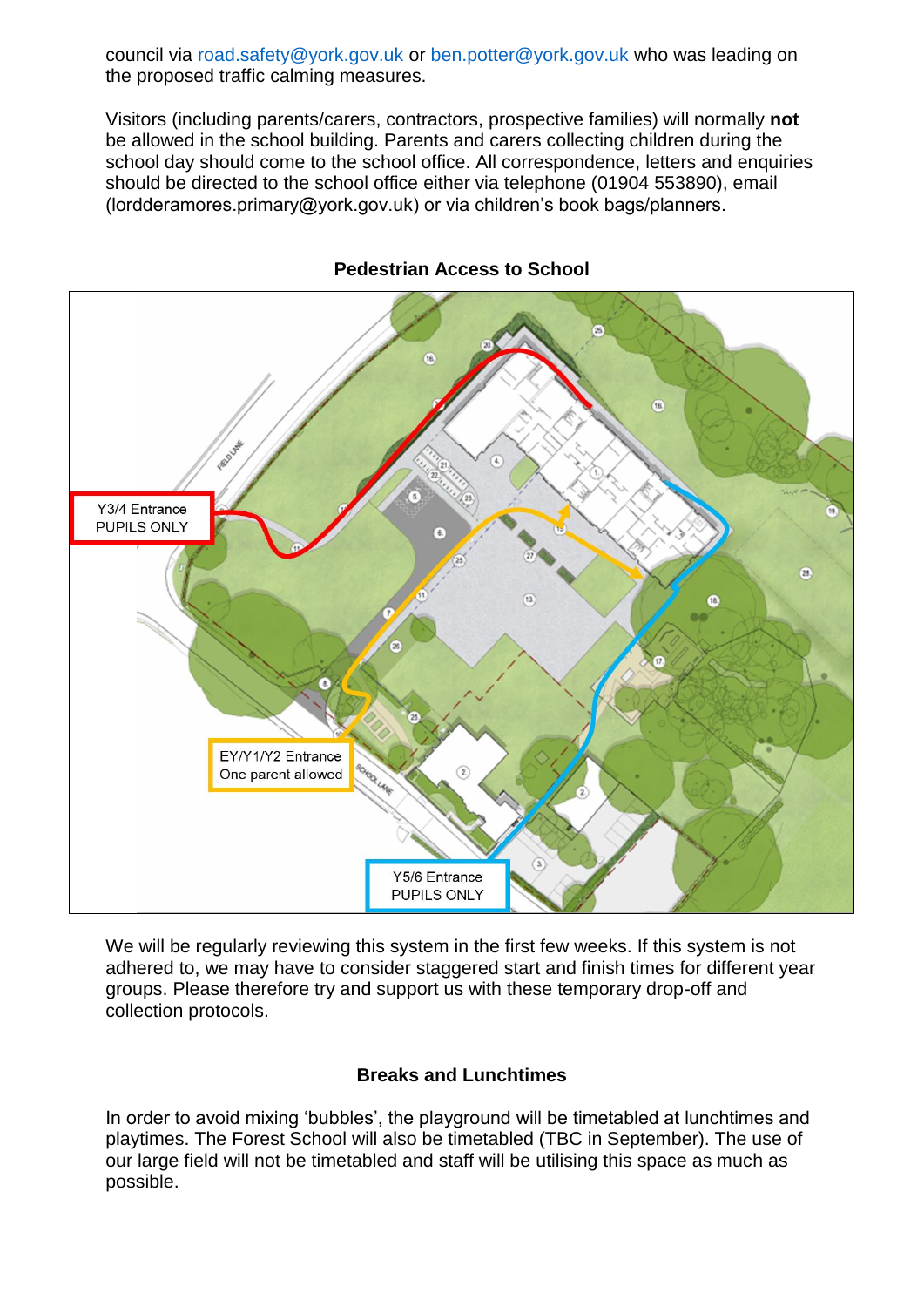council via road.safety@york.gov.uk or ben.potter@york.gov.uk who was leading on the proposed traffic calming measures.

Visitors (including parents/carers, contractors, prospective families) will normally **not** be allowed in the school building. Parents and carers collecting children during the school day should come to the school office. All correspondence, letters and enquiries should be directed to the school office either via telephone (01904 553890), email (lordderamores.primary@york.gov.uk) or via children's book bags/planners.

**Pedestrian Access to School**

Y3/4 Entrance PUPILS ONLY

EY/Y1/Y2 Entrance One parent allowed

Y5/6 Entrance PUPILS ONLY

We will be regularly reviewing this system in the first few weeks. If this system is not adhered to, we may have to consider staggered start and finish times for different year groups. Please therefore try and support us with these temporary drop-off and collection protocols.

**Breaks and Lunchtimes**

In order to avoid mixing 'bubbles', the playground will be timetabled at lunchtimes and playtimes. The Forest School will also be timetabled (TBC in September). The use of our large field will not be timetabled and staff will be utilising this space as much as possible.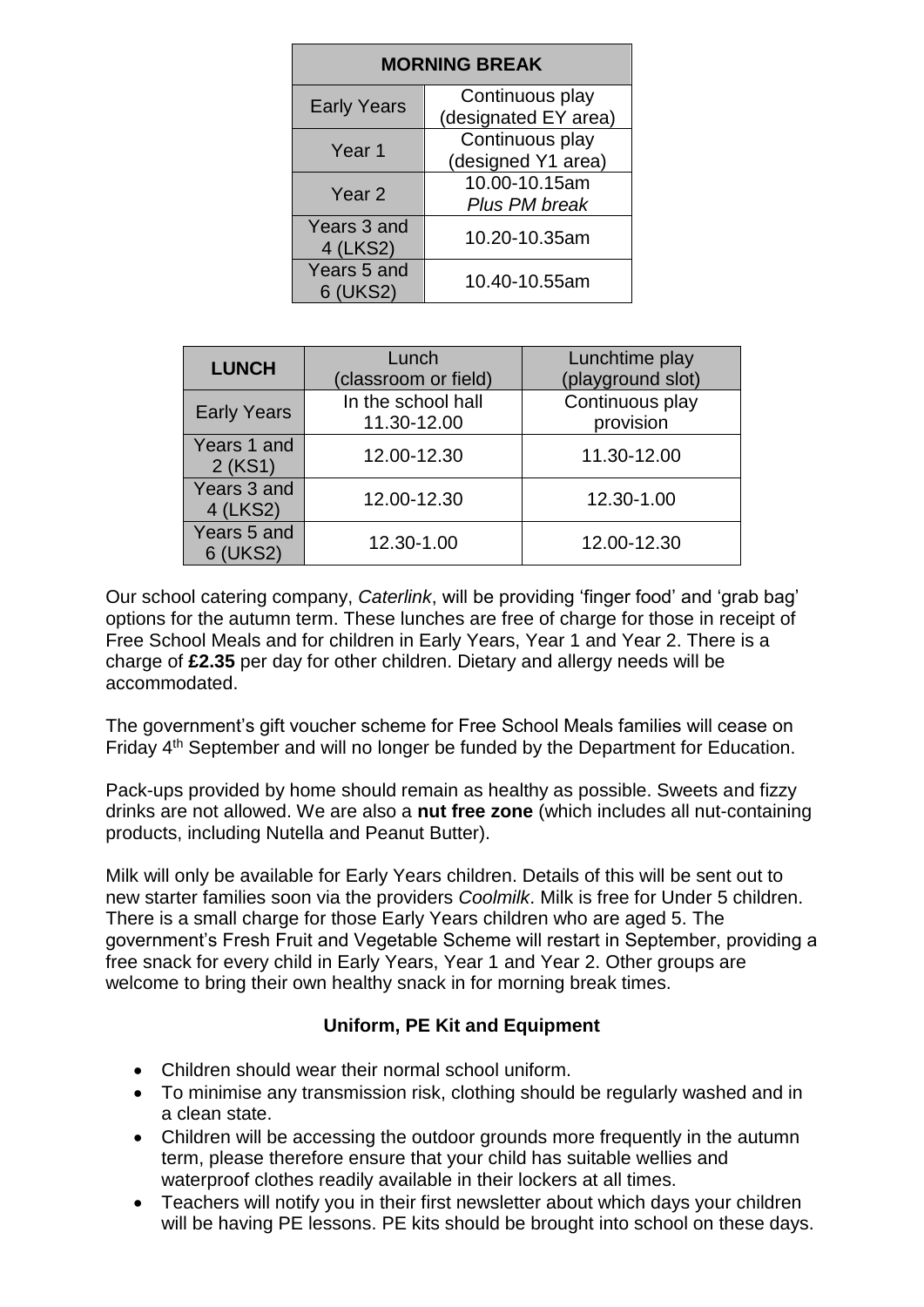| MORNING BREAK | |
|---|---|
| Early Years | Continuous play (designated EY area) |
| Year 1 | Continuous play (designed Y1 area) |
| Year 2 | 10.00-10.15am *Plus PM break* |
| Years 3 and 4 (LKS2) | 10.20-10.35am |
| Years 5 and 6 (UKS2) | 10.40-10.55am |

| LUNCH | Lunch (classroom or field) | Lunchtime play (playground slot) |
|---|---|---|
| Early Years | In the school hall 11.30-12.00 | Continuous play provision |
| Years 1 and 2 (KS1) | 12.00-12.30 | 11.30-12.00 |
| Years 3 and 4 (LKS2) | 12.00-12.30 | 12.30-1.00 |
| Years 5 and 6 (UKS2) | 12.30-1.00 | 12.00-12.30 |

Our school catering company, *Caterlink*, will be providing 'finger food' and 'grab bag' options for the autumn term. These lunches are free of charge for those in receipt of Free School Meals and for children in Early Years, Year 1 and Year 2. There is a charge of **£2.35** per day for other children. Dietary and allergy needs will be accommodated.

The government's gift voucher scheme for Free School Meals families will cease on Friday 4th September and will no longer be funded by the Department for Education.

Pack-ups provided by home should remain as healthy as possible. Sweets and fizzy drinks are not allowed. We are also a **nut free zone** (which includes all nut-containing products, including Nutella and Peanut Butter).

Milk will only be available for Early Years children. Details of this will be sent out to new starter families soon via the providers *Coolmilk*. Milk is free for Under 5 children. There is a small charge for those Early Years children who are aged 5. The government's Fresh Fruit and Vegetable Scheme will restart in September, providing a free snack for every child in Early Years, Year 1 and Year 2. Other groups are welcome to bring their own healthy snack in for morning break times.

**Uniform, PE Kit and Equipment**

- Children should wear their normal school uniform.
- To minimise any transmission risk, clothing should be regularly washed and in a clean state.
- Children will be accessing the outdoor grounds more frequently in the autumn term, please therefore ensure that your child has suitable wellies and waterproof clothes readily available in their lockers at all times.
- Teachers will notify you in their first newsletter about which days your children will be having PE lessons. PE kits should be brought into school on these days.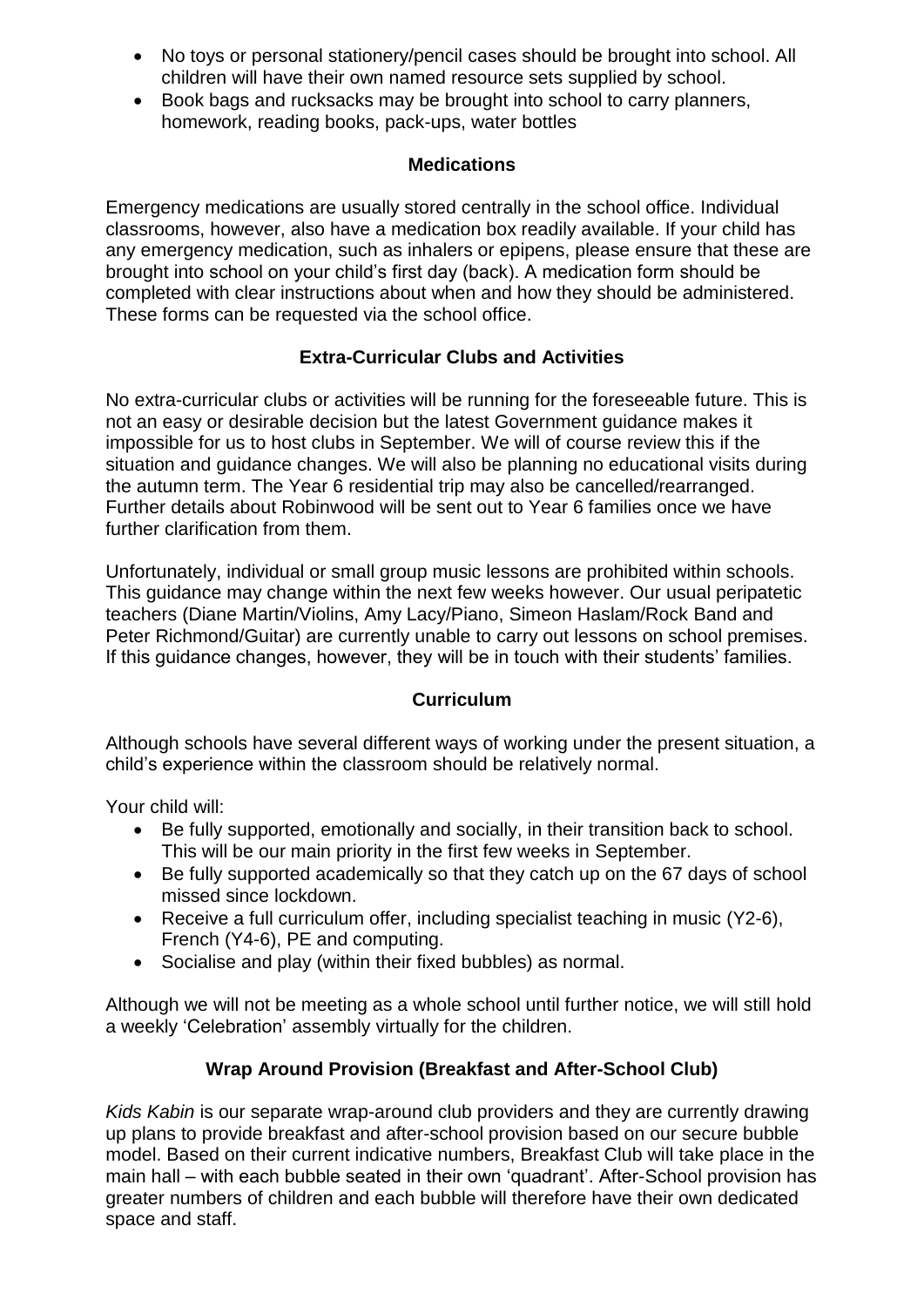- No toys or personal stationery/pencil cases should be brought into school. All children will have their own named resource sets supplied by school.
- Book bags and rucksacks may be brought into school to carry planners, homework, reading books, pack-ups, water bottles

## Medications

Emergency medications are usually stored centrally in the school office. Individual classrooms, however, also have a medication box readily available. If your child has any emergency medication, such as inhalers or epipens, please ensure that these are brought into school on your child's first day (back). A medication form should be completed with clear instructions about when and how they should be administered. These forms can be requested via the school office.

## Extra-Curricular Clubs and Activities

No extra-curricular clubs or activities will be running for the foreseeable future. This is not an easy or desirable decision but the latest Government guidance makes it impossible for us to host clubs in September. We will of course review this if the situation and guidance changes. We will also be planning no educational visits during the autumn term. The Year 6 residential trip may also be cancelled/rearranged. Further details about Robinwood will be sent out to Year 6 families once we have further clarification from them.

Unfortunately, individual or small group music lessons are prohibited within schools. This guidance may change within the next few weeks however. Our usual peripatetic teachers (Diane Martin/Violins, Amy Lacy/Piano, Simeon Haslam/Rock Band and Peter Richmond/Guitar) are currently unable to carry out lessons on school premises. If this guidance changes, however, they will be in touch with their students' families.

## Curriculum

Although schools have several different ways of working under the present situation, a child's experience within the classroom should be relatively normal.

Your child will:

- Be fully supported, emotionally and socially, in their transition back to school. This will be our main priority in the first few weeks in September.
- Be fully supported academically so that they catch up on the 67 days of school missed since lockdown.
- Receive a full curriculum offer, including specialist teaching in music (Y2-6), French (Y4-6), PE and computing.
- Socialise and play (within their fixed bubbles) as normal.

Although we will not be meeting as a whole school until further notice, we will still hold a weekly 'Celebration' assembly virtually for the children.

## Wrap Around Provision (Breakfast and After-School Club)

*Kids Kabin* is our separate wrap-around club providers and they are currently drawing up plans to provide breakfast and after-school provision based on our secure bubble model. Based on their current indicative numbers, Breakfast Club will take place in the main hall – with each bubble seated in their own 'quadrant'. After-School provision has greater numbers of children and each bubble will therefore have their own dedicated space and staff.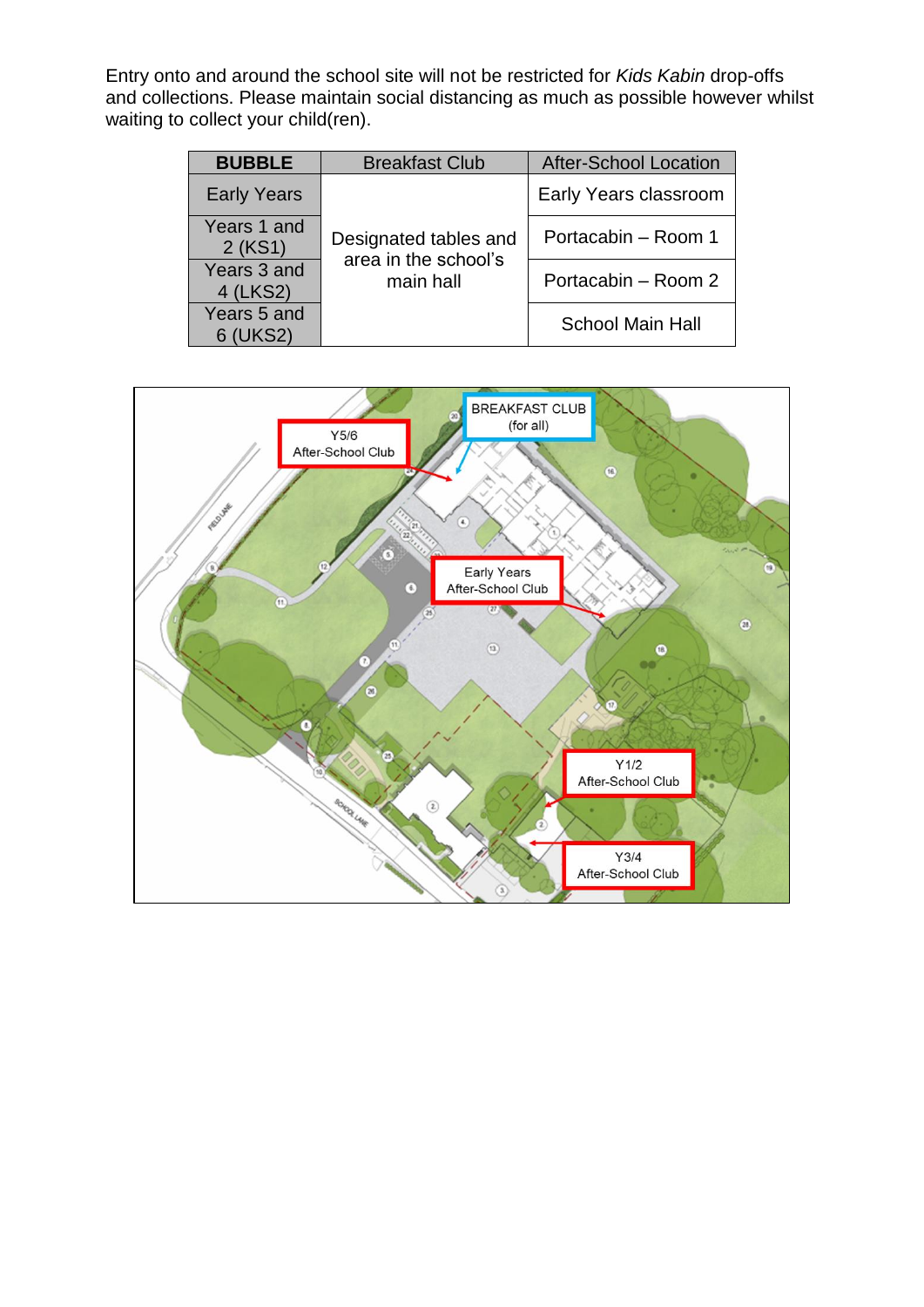Entry onto and around the school site will not be restricted for *Kids Kabin* drop-offs and collections. Please maintain social distancing as much as possible however whilst waiting to collect your child(ren).

| **BUBBLE** | Breakfast Club | After-School Location |
|---|---|---|
| Early Years | Designated tables and area in the school's main hall | Early Years classroom |
| Years 1 and 2 (KS1) | | Portacabin – Room 1 |
| Years 3 and 4 (LKS2) | | Portacabin – Room 2 |
| Years 5 and 6 (UKS2) | | School Main Hall |

BREAKFAST CLUB (for all)

Y5/6 After-School Club

Early Years After-School Club

Y1/2 After-School Club

Y3/4 After-School Club

FIELD LANE

SCHOOL LANE